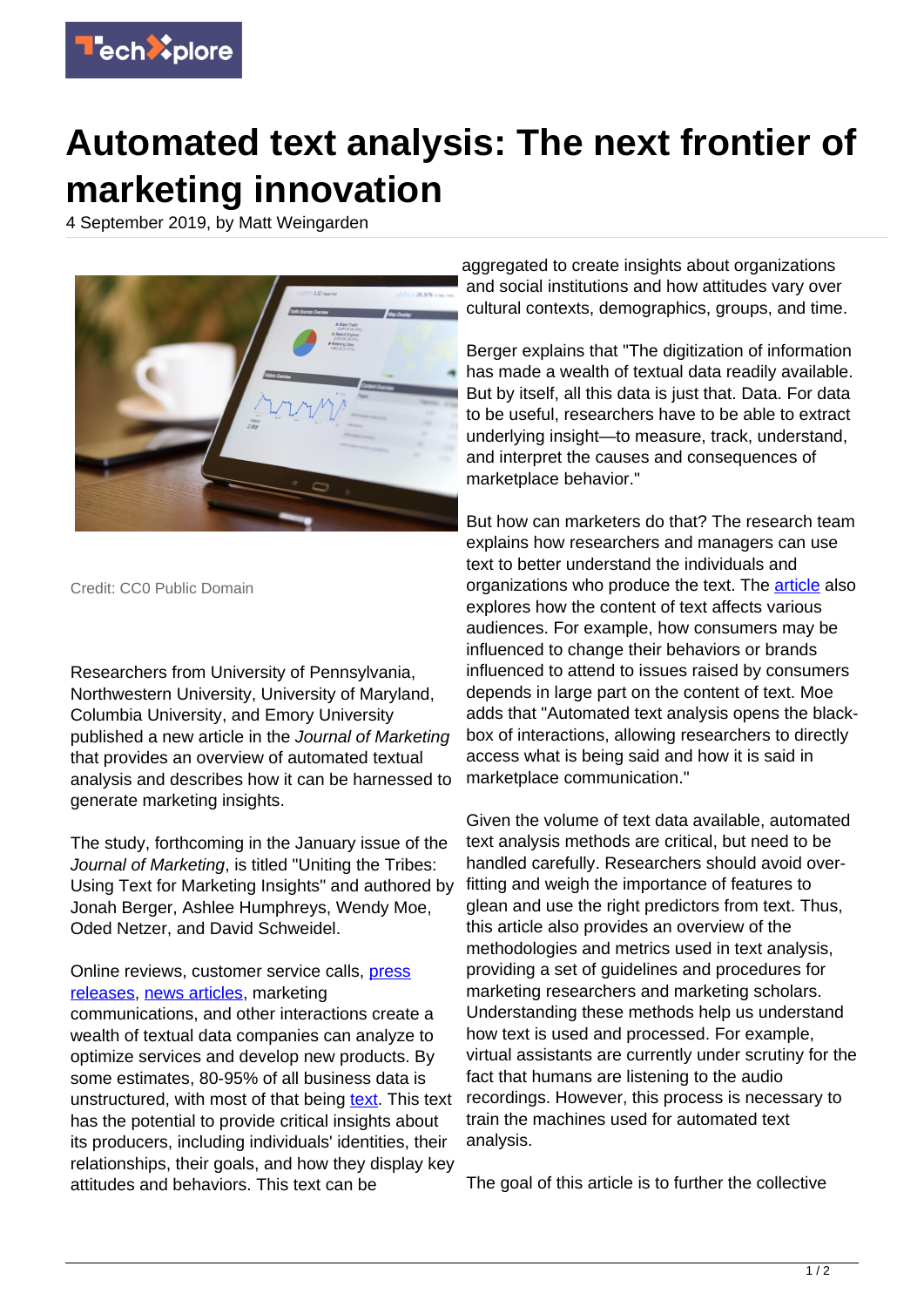# Automated text analysis: The next frontier of marketing innovation

4 September 2019, by Matt Weingarden

Credit: CC0 Public Domain

Researchers from University of Pennsylvania, Northwestern University, University of Maryland, Columbia University, and Emory University published a new article in the *Journal of Marketing* that provides an overview of automated textual analysis and describes how it can be harnessed to generate marketing insights.

The study, forthcoming in the January issue of the *Journal of Marketing*, is titled "Uniting the Tribes: Using Text for Marketing Insights" and authored by Jonah Berger, Ashlee Humphreys, Wendy Moe, Oded Netzer, and David Schweidel.

Online reviews, customer service calls, press releases, news articles, marketing communications, and other interactions create a wealth of textual data companies can analyze to optimize services and develop new products. By some estimates, 80-95% of all business data is unstructured, with most of that being text. This text has the potential to provide critical insights about its producers, including individuals' identities, their relationships, their goals, and how they display key attitudes and behaviors. This text can be aggregated to create insights about organizations and social institutions and how attitudes vary over cultural contexts, demographics, groups, and time.

Berger explains that "The digitization of information has made a wealth of textual data readily available. But by itself, all this data is just that. Data. For data to be useful, researchers have to be able to extract underlying insight—to measure, track, understand, and interpret the causes and consequences of marketplace behavior."

But how can marketers do that? The research team explains how researchers and managers can use text to better understand the individuals and organizations who produce the text. The article also explores how the content of text affects various audiences. For example, how consumers may be influenced to change their behaviors or brands influenced to attend to issues raised by consumers depends in large part on the content of text. Moe adds that "Automated text analysis opens the black-box of interactions, allowing researchers to directly access what is being said and how it is said in marketplace communication."

Given the volume of text data available, automated text analysis methods are critical, but need to be handled carefully. Researchers should avoid over-fitting and weigh the importance of features to glean and use the right predictors from text. Thus, this article also provides an overview of the methodologies and metrics used in text analysis, providing a set of guidelines and procedures for marketing researchers and marketing scholars. Understanding these methods help us understand how text is used and processed. For example, virtual assistants are currently under scrutiny for the fact that humans are listening to the audio recordings. However, this process is necessary to train the machines used for automated text analysis.

The goal of this article is to further the collective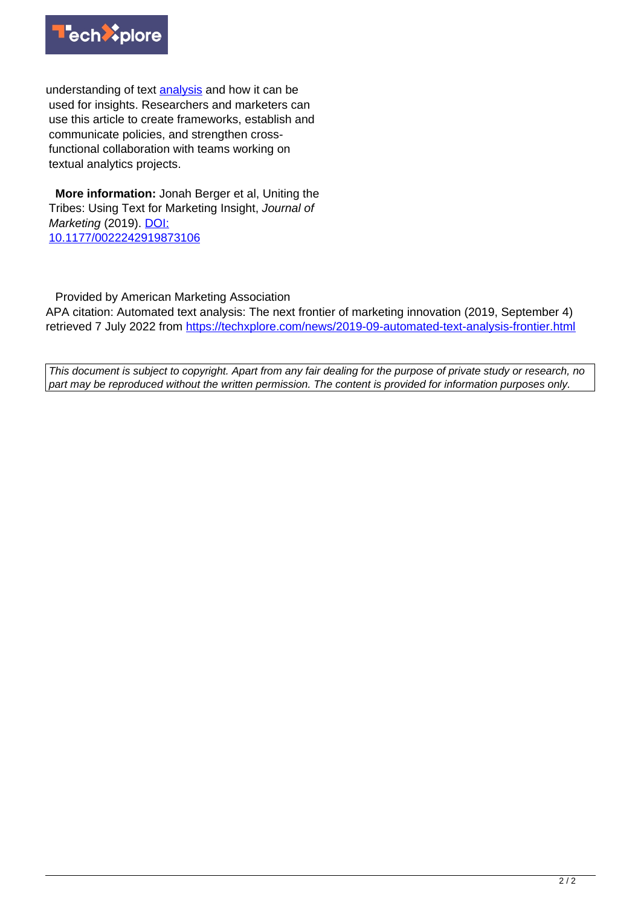understanding of text analysis and how it can be used for insights. Researchers and marketers can use this article to create frameworks, establish and communicate policies, and strengthen cross-functional collaboration with teams working on textual analytics projects.

**More information:** Jonah Berger et al, Uniting the Tribes: Using Text for Marketing Insight, *Journal of Marketing* (2019). DOI: 10.1177/0022242919873106

Provided by American Marketing Association

APA citation: Automated text analysis: The next frontier of marketing innovation (2019, September 4) retrieved 7 July 2022 from https://techxplore.com/news/2019-09-automated-text-analysis-frontier.html

*This document is subject to copyright. Apart from any fair dealing for the purpose of private study or research, no part may be reproduced without the written permission. The content is provided for information purposes only.*